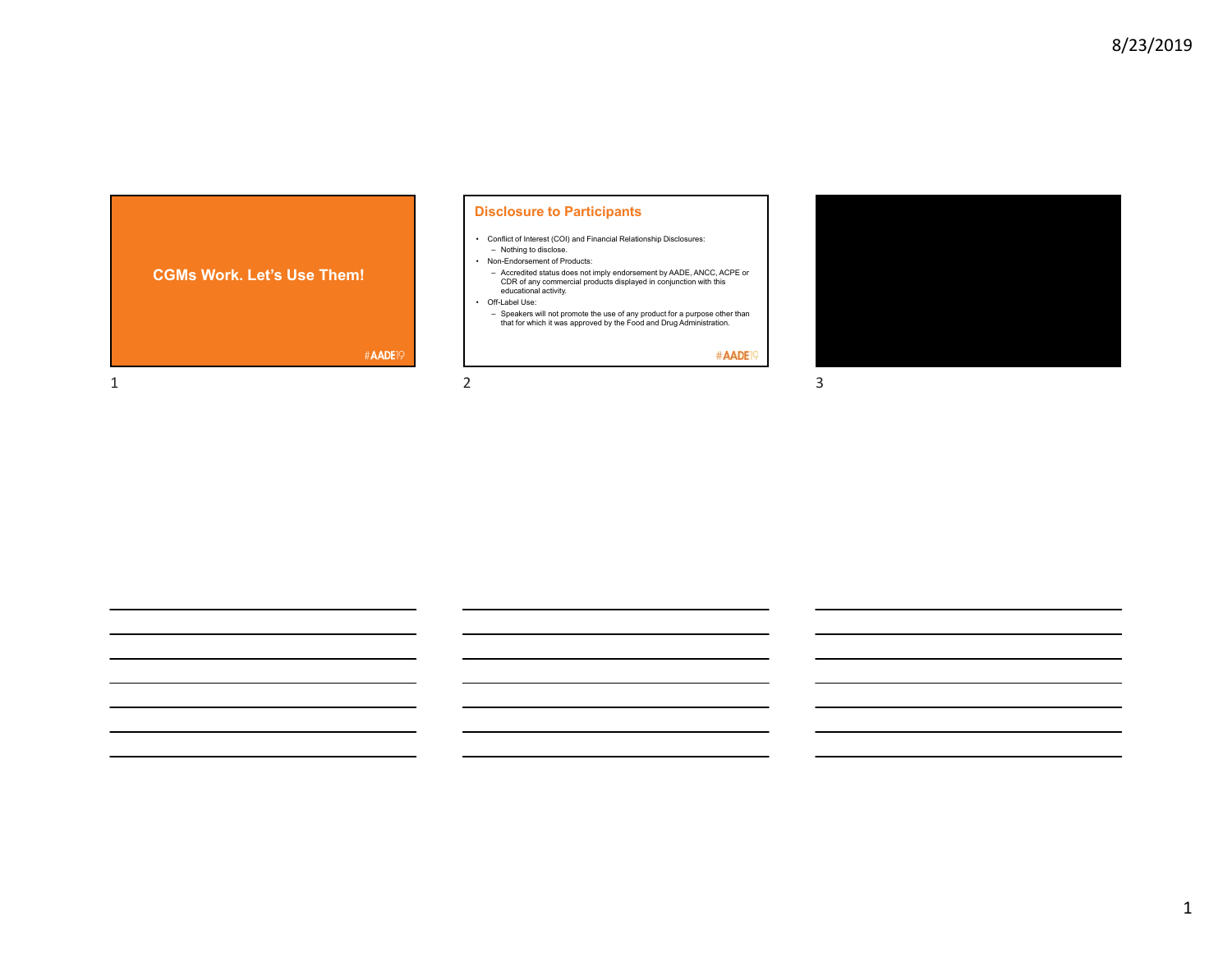# CGMs Work. Let's Use Them!

#AADE19

## Disclosure to Participants

- Conflict of Interest (COI) and Financial Relationship Disclosures:
  - Nothing to disclose.
- Non-Endorsement of Products:
  - Accredited status does not imply endorsement by AADE, ANCC, ACPE or CDR of any commercial products displayed in conjunction with this educational activity.
- Off-Label Use:
  - Speakers will not promote the use of any product for a purpose other than that for which it was approved by the Food and Drug Administration.

#AADE19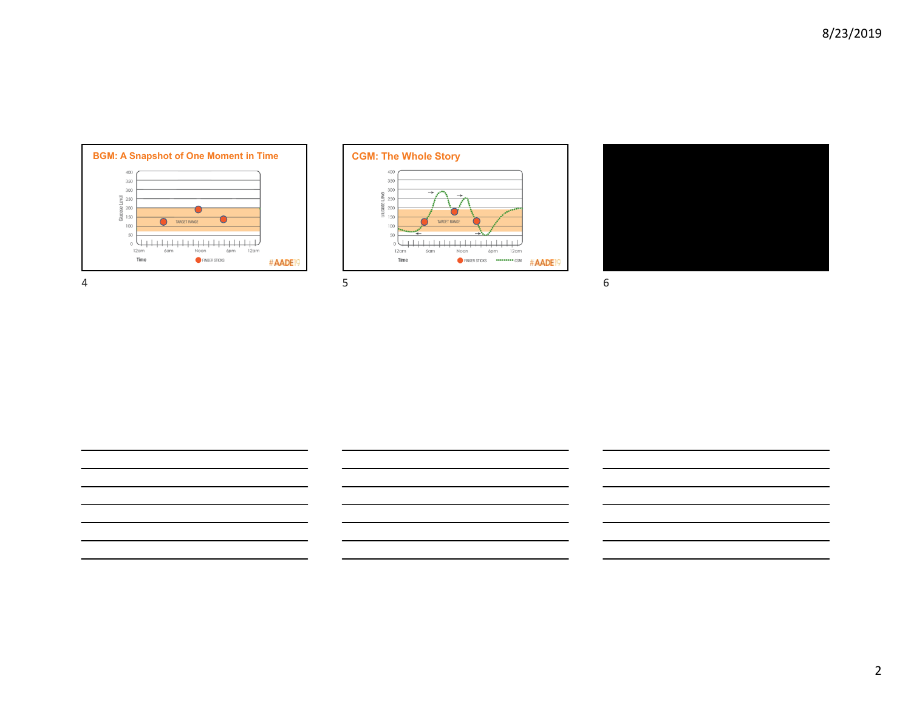## BGM: A Snapshot of One Moment in Time

Glucose Level: 400, 350, 300, 250, 200, 150, 100, 50, 0

TARGET RANGE

12am, 6am, Noon, 6pm, 12am

Time

FINGER STICKS

#AADE19

## CGM: The Whole Story

Glucose Level: 400, 350, 300, 250, 200, 150, 100, 50, 0

TARGET RANGE

12am, 6am, Noon, 6pm, 12am

Time

FINGER STICKS

CGM

#AADE19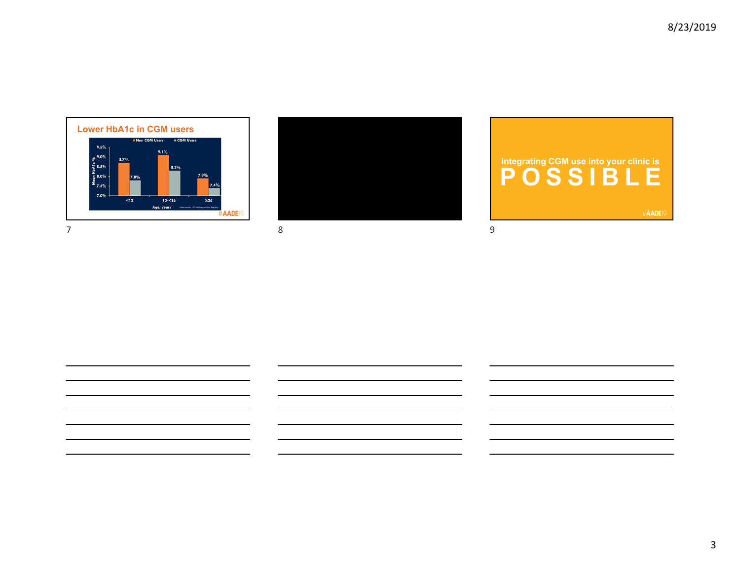## Lower HbA1c in CGM users

Mean HbA1c %

| Age, years | Non CGM Users | CGM Users |
|---|---|---|
| <13 | 8.7% | 7.8% |
| 13-<26 | 9.1% | 8.3% |
| ≥26 | 7.9% | 7.4% |

Data source: T1D Exchange Clinic Registry

#AADE19

Integrating CGM use into your clinic is

# POSSIBLE

#AADE19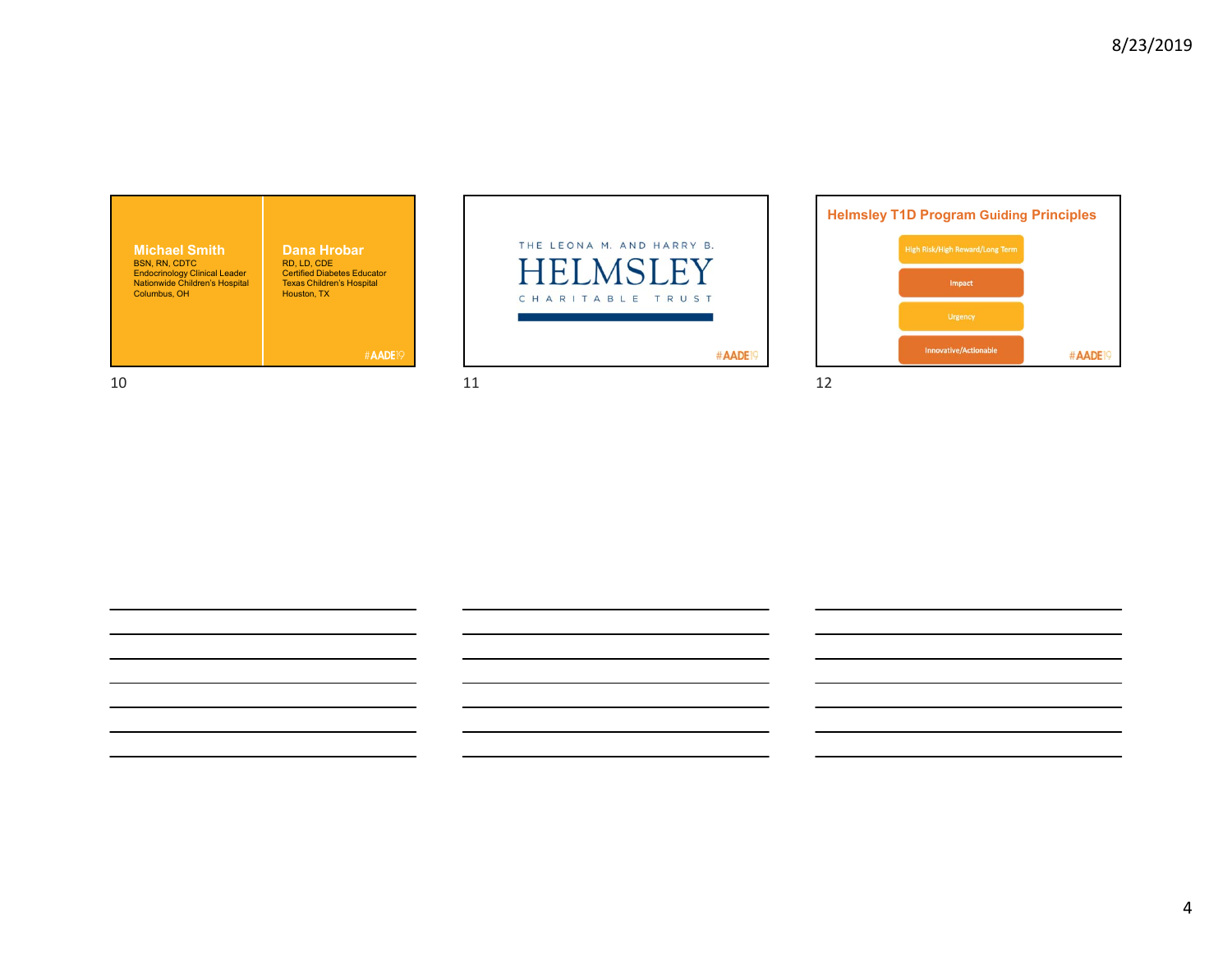**Michael Smith**
BSN, RN, CDTC
Endocrinology Clinical Leader
Nationwide Children's Hospital
Columbus, OH

**Dana Hrobar**
RD, LD, CDE
Certified Diabetes Educator
Texas Children's Hospital
Houston, TX

#AADE19

THE LEONA M. AND HARRY B.
HELMSLEY
CHARITABLE TRUST

#AADE19

## Helmsley T1D Program Guiding Principles

- High Risk/High Reward/Long Term
- Impact
- Urgency
- Innovative/Actionable

#AADE19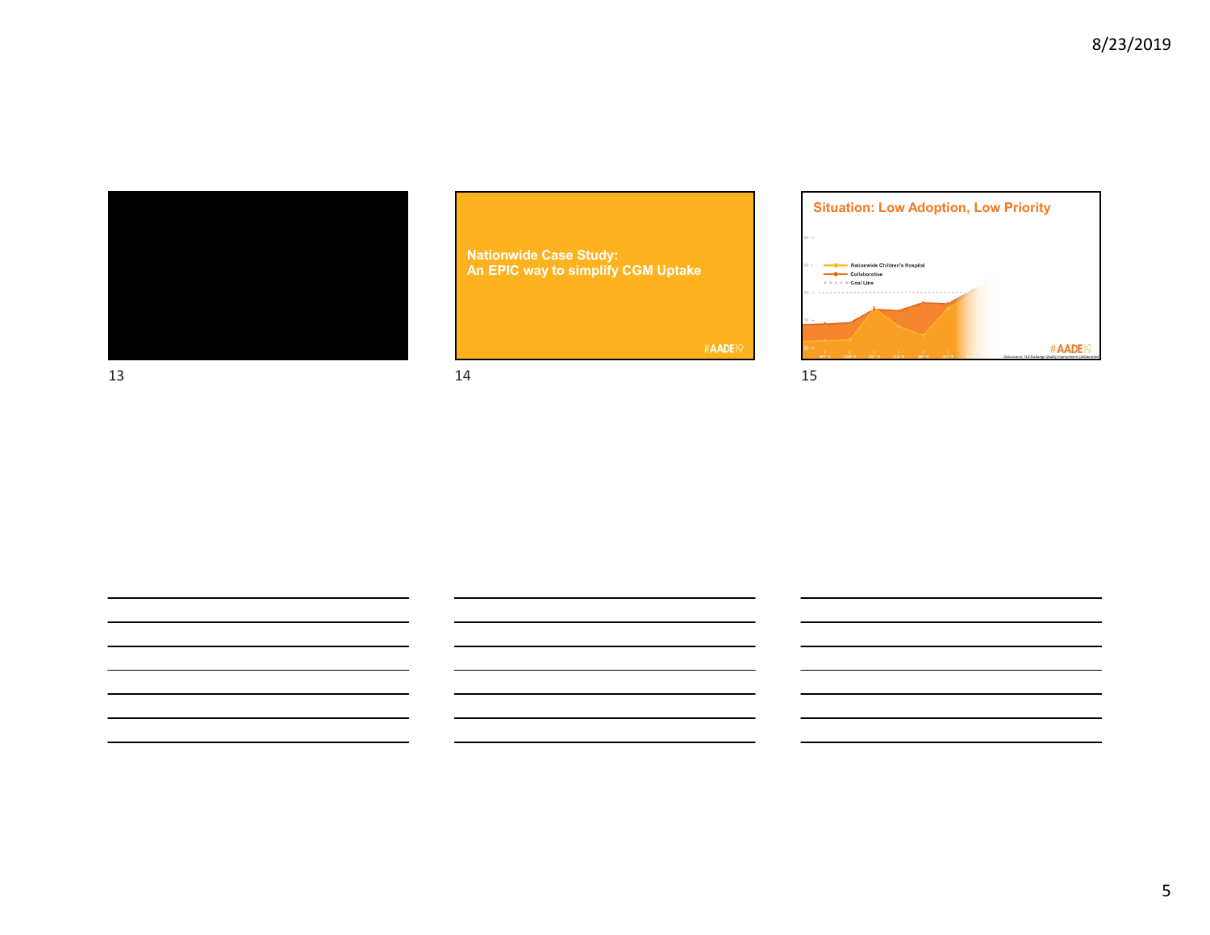Nationwide Case Study:
An EPIC way to simplify CGM Uptake

#AADE19

## Situation: Low Adoption, Low Priority

Nationwide Children's Hospital

Collaborative

Goal Line

#AADE19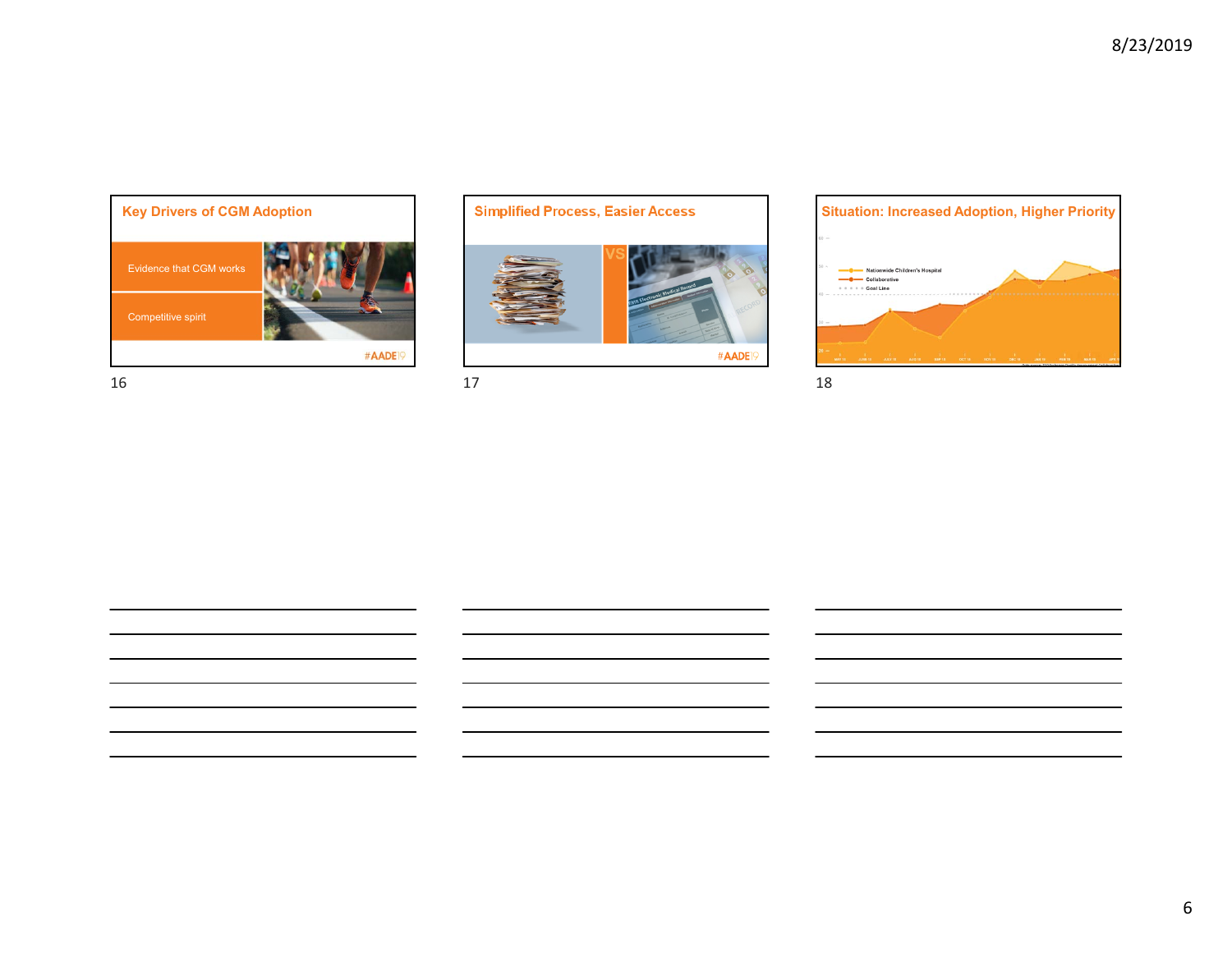## Key Drivers of CGM Adoption

- Evidence that CGM works
- Competitive spirit

#AADE19

16

## Simplified Process, Easier Access

VS

#AADE19

17

## Situation: Increased Adoption, Higher Priority

- Nationwide Children's Hospital
- Collaborative
- Goal Line

18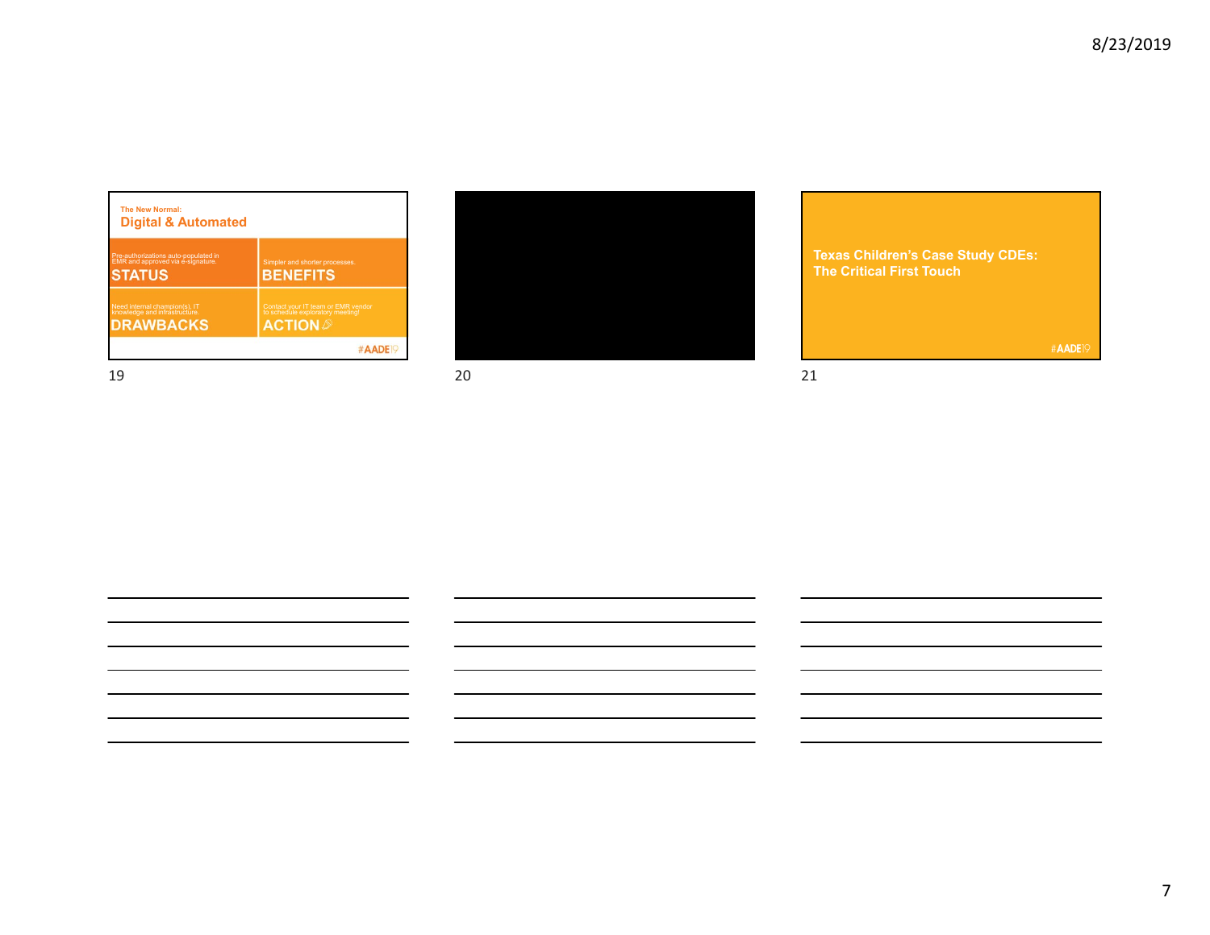The New Normal:

## Digital & Automated

| | |
|---|---|
| Pre-authorizations auto-populated in EMR and approved via e-signature. **STATUS** | Simpler and shorter processes. **BENEFITS** |
| Need internal champion(s), IT knowledge and infrastructure. **DRAWBACKS** | Contact your IT team or EMR vendor to schedule exploratory meeting! **ACTION** |

#AADE19

19

20

## Texas Children's Case Study CDEs: The Critical First Touch

#AADE19

21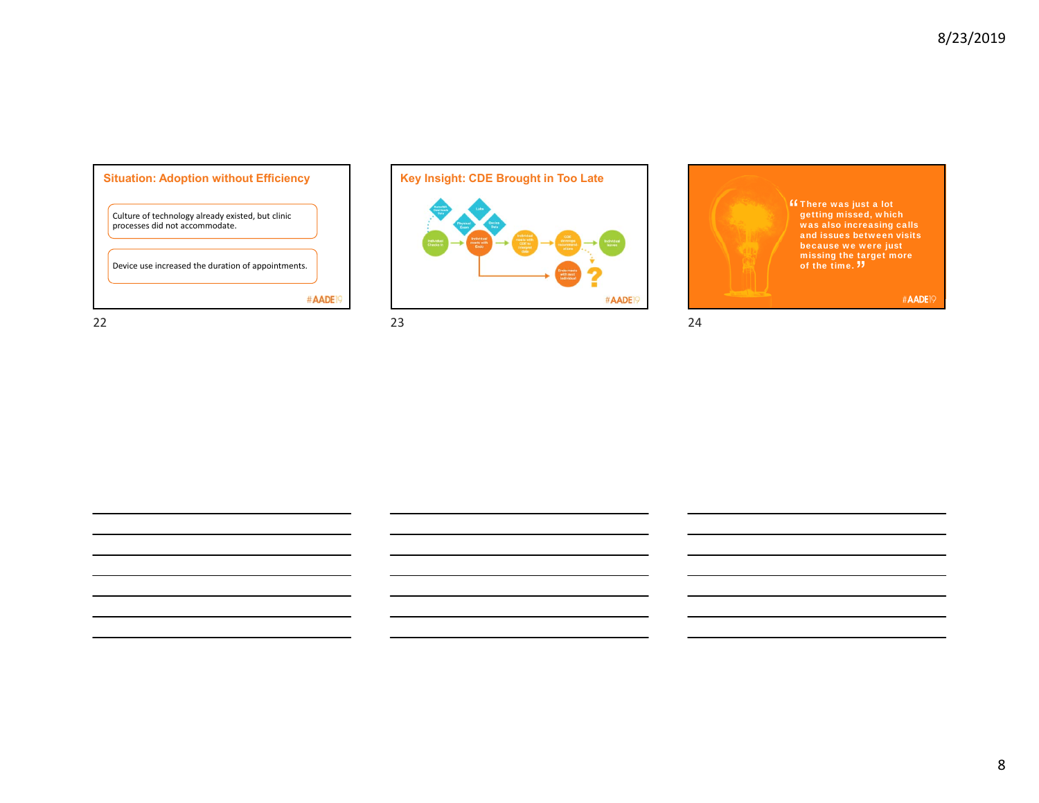## Situation: Adoption without Efficiency

Culture of technology already existed, but clinic processes did not accommodate.

Device use increased the duration of appointments.

#AADE19

## Key Insight: CDE Brought in Too Late

Individual Checks In → Individual meets with Endo → Individual meets with CDE to interpret data → CDE develops intervention/ actions → Individual leaves

Endo meets with next individual ?

#AADE19

"There was just a lot getting missed, which was also increasing calls and issues between visits because we were just missing the target more of the time."

#AADE19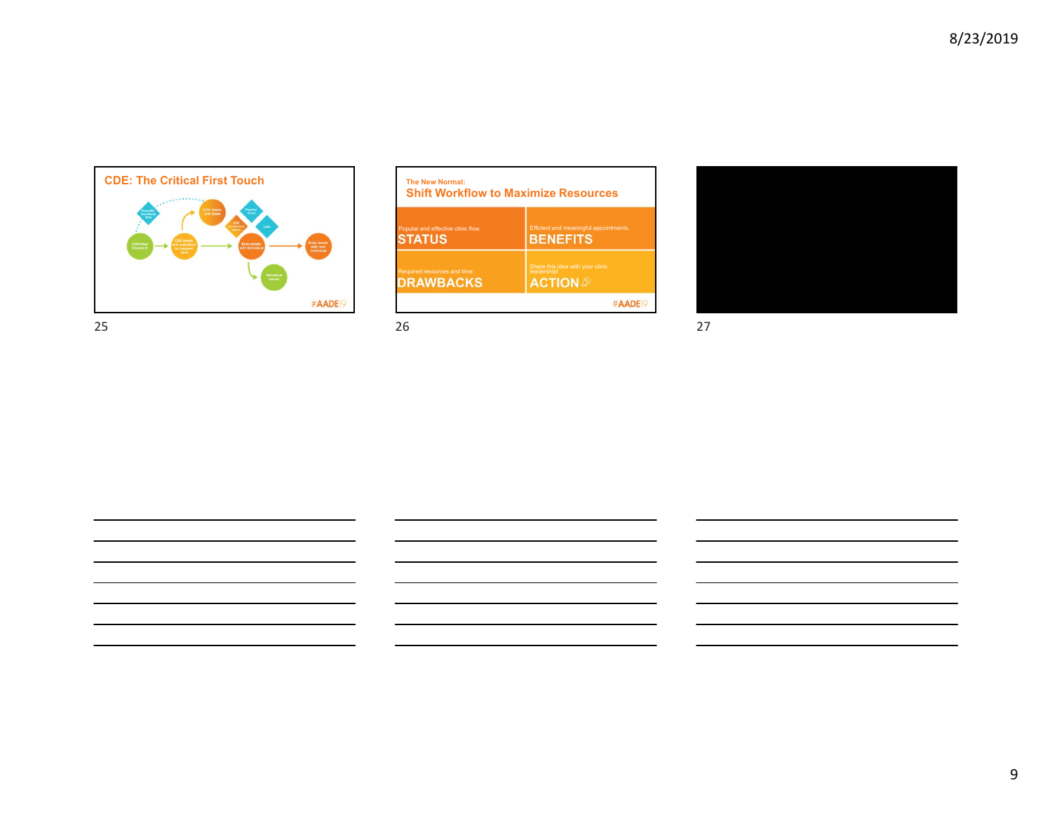## CDE: The Critical First Touch

Benefits Download Data

CDE meets with Endo

Physical Exam

CDE comments above

Labs

Individual Checks In

CDE meets with individual in assigned clinic

Endo meets with individual

Endo meets with next individual

Individual leaves

#AADE19

## The New Normal: Shift Workflow to Maximize Resources

Popular and effective clinic flow.
**STATUS**

Efficient and meaningful appointments.
**BENEFITS**

Required resources and time.
**DRAWBACKS**

Share this idea with your clinic leadership!
**ACTION**

#AADE19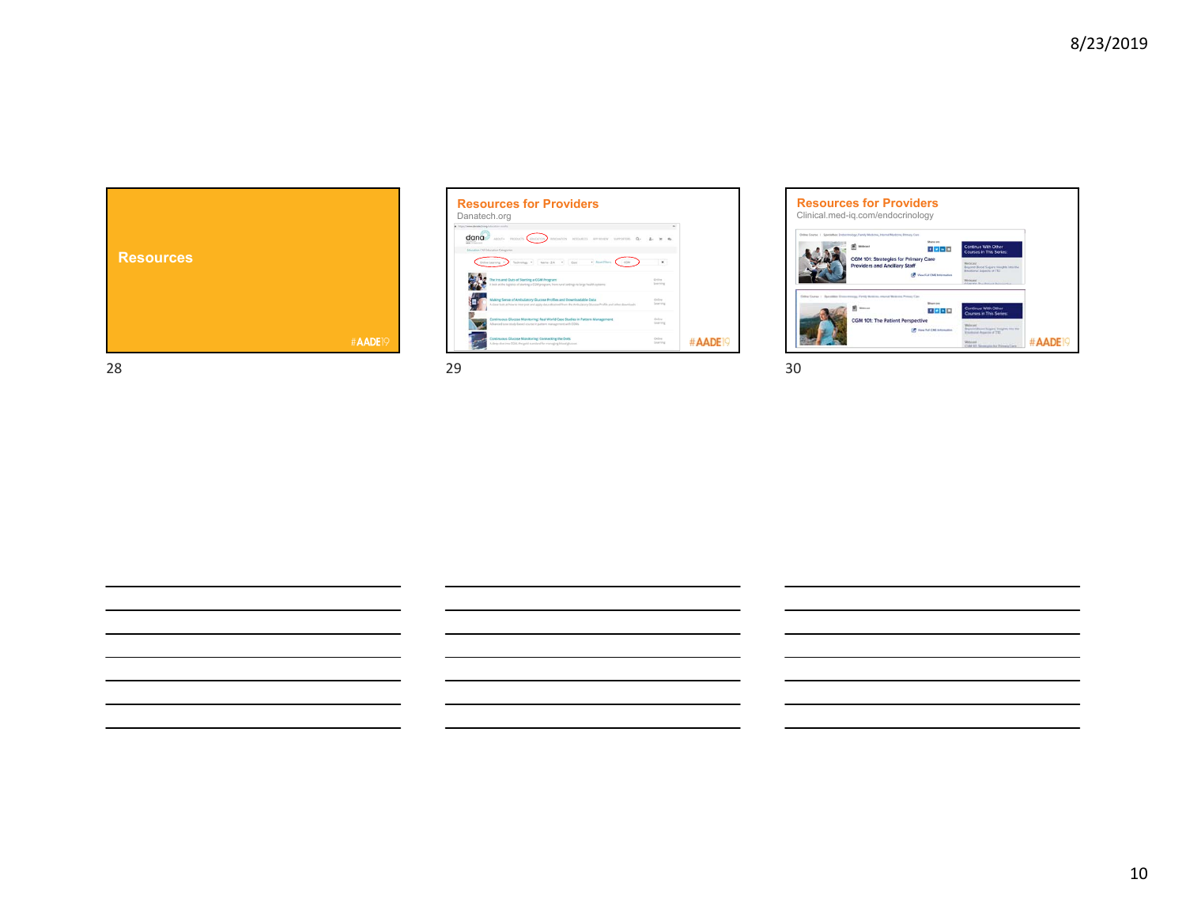## Resources

## Resources for Providers

Danatech.org

## Resources for Providers

Clinical.med-iq.com/endocrinology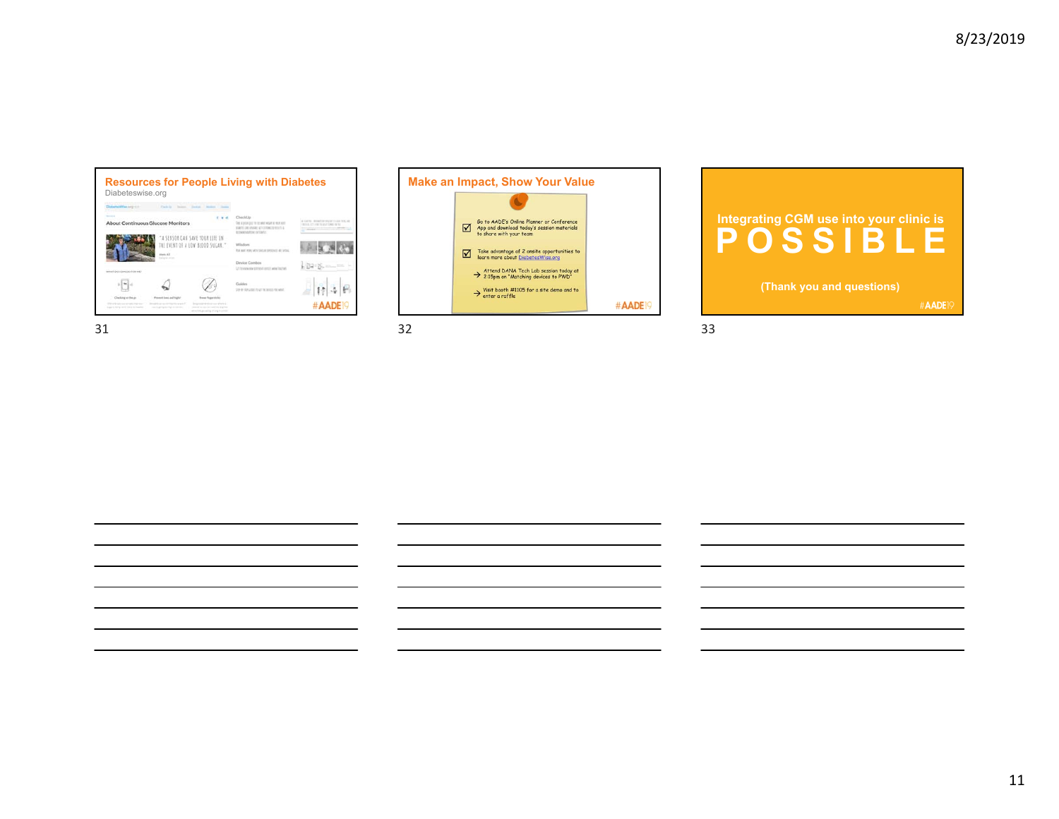## Resources for People Living with Diabetes

Diabeteswise.org

About Continuous Glucose Monitors

"A SENSOR CAN SAVE YOUR LIFE IN THE EVENT OF A LOW BLOOD SUGAR."

#AADE19

## Make an Impact, Show Your Value

- ☑ Go to AADE's Online Planner or Conference App and download today's session materials to share with your team
- ☑ Take advantage of 2 onsite opportunities to learn more about DiabetesWise.org
  - → Attend DANA Tech Lab session today at 2:15pm on "Matching devices to PWD"
  - → Visit booth #1105 for a site demo and to enter a raffle

#AADE19

## Integrating CGM use into your clinic is POSSIBLE

(Thank you and questions)

#AADE19